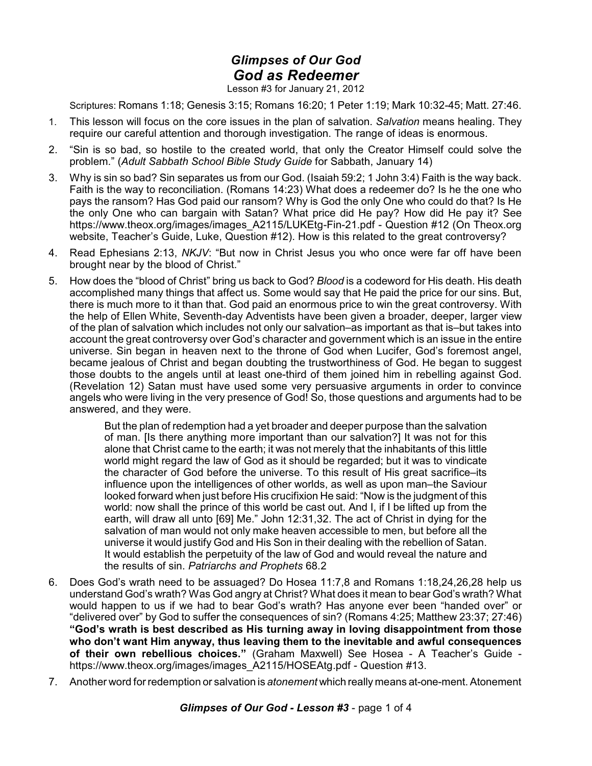## *Glimpses of Our God*
# *God as Redeemer*

Lesson #3 for January 21, 2012

Scriptures: Romans 1:18; Genesis 3:15; Romans 16:20; 1 Peter 1:19; Mark 10:32-45; Matt. 27:46.

1. This lesson will focus on the core issues in the plan of salvation. *Salvation* means healing. They require our careful attention and thorough investigation. The range of ideas is enormous.
2. "Sin is so bad, so hostile to the created world, that only the Creator Himself could solve the problem." (*Adult Sabbath School Bible Study Guide* for Sabbath, January 14)
3. Why is sin so bad? Sin separates us from our God. (Isaiah 59:2; 1 John 3:4) Faith is the way back. Faith is the way to reconciliation. (Romans 14:23) What does a redeemer do? Is he the one who pays the ransom? Has God paid our ransom? Why is God the only One who could do that? Is He the only One who can bargain with Satan? What price did He pay? How did He pay it? See https://www.theox.org/images/images_A2115/LUKEtg-Fin-21.pdf - Question #12 (On Theox.org website, Teacher's Guide, Luke, Question #12). How is this related to the great controversy?
4. Read Ephesians 2:13, *NKJV*: "But now in Christ Jesus you who once were far off have been brought near by the blood of Christ."
5. How does the "blood of Christ" bring us back to God? *Blood* is a codeword for His death. His death accomplished many things that affect us. Some would say that He paid the price for our sins. But, there is much more to it than that. God paid an enormous price to win the great controversy. With the help of Ellen White, Seventh-day Adventists have been given a broader, deeper, larger view of the plan of salvation which includes not only our salvation–as important as that is–but takes into account the great controversy over God's character and government which is an issue in the entire universe. Sin began in heaven next to the throne of God when Lucifer, God's foremost angel, became jealous of Christ and began doubting the trustworthiness of God. He began to suggest those doubts to the angels until at least one-third of them joined him in rebelling against God. (Revelation 12) Satan must have used some very persuasive arguments in order to convince angels who were living in the very presence of God! So, those questions and arguments had to be answered, and they were.

   > But the plan of redemption had a yet broader and deeper purpose than the salvation of man. [Is there anything more important than our salvation?] It was not for this alone that Christ came to the earth; it was not merely that the inhabitants of this little world might regard the law of God as it should be regarded; but it was to vindicate the character of God before the universe. To this result of His great sacrifice–its influence upon the intelligences of other worlds, as well as upon man–the Saviour looked forward when just before His crucifixion He said: "Now is the judgment of this world: now shall the prince of this world be cast out. And I, if I be lifted up from the earth, will draw all unto [69] Me." John 12:31,32. The act of Christ in dying for the salvation of man would not only make heaven accessible to men, but before all the universe it would justify God and His Son in their dealing with the rebellion of Satan. It would establish the perpetuity of the law of God and would reveal the nature and the results of sin. *Patriarchs and Prophets* 68.2

6. Does God's wrath need to be assuaged? Do Hosea 11:7,8 and Romans 1:18,24,26,28 help us understand God's wrath? Was God angry at Christ? What does it mean to bear God's wrath? What would happen to us if we had to bear God's wrath? Has anyone ever been "handed over" or "delivered over" by God to suffer the consequences of sin? (Romans 4:25; Matthew 23:37; 27:46) **"God's wrath is best described as His turning away in loving disappointment from those who don't want Him anyway, thus leaving them to the inevitable and awful consequences of their own rebellious choices."** (Graham Maxwell) See Hosea - A Teacher's Guide - https://www.theox.org/images/images_A2115/HOSEAtg.pdf - Question #13.
7. Another word for redemption or salvation is *atonement* which really means at-one-ment. Atonement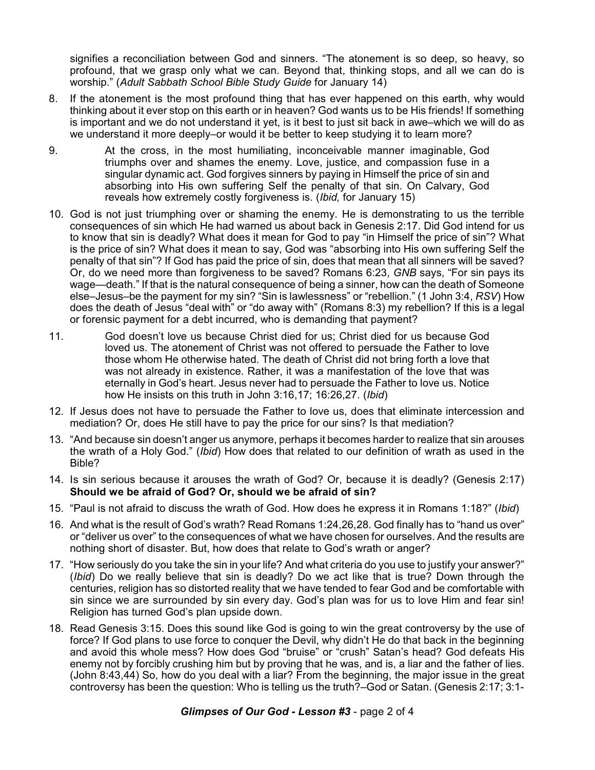signifies a reconciliation between God and sinners. "The atonement is so deep, so heavy, so profound, that we grasp only what we can. Beyond that, thinking stops, and all we can do is worship." (*Adult Sabbath School Bible Study Guide* for January 14)

8. If the atonement is the most profound thing that has ever happened on this earth, why would thinking about it ever stop on this earth or in heaven? God wants us to be His friends! If something is important and we do not understand it yet, is it best to just sit back in awe–which we will do as we understand it more deeply–or would it be better to keep studying it to learn more?

9. > At the cross, in the most humiliating, inconceivable manner imaginable, God triumphs over and shames the enemy. Love, justice, and compassion fuse in a singular dynamic act. God forgives sinners by paying in Himself the price of sin and absorbing into His own suffering Self the penalty of that sin. On Calvary, God reveals how extremely costly forgiveness is. (*Ibid,* for January 15)

10. God is not just triumphing over or shaming the enemy. He is demonstrating to us the terrible consequences of sin which He had warned us about back in Genesis 2:17. Did God intend for us to know that sin is deadly? What does it mean for God to pay "in Himself the price of sin"? What is the price of sin? What does it mean to say, God was "absorbing into His own suffering Self the penalty of that sin"? If God has paid the price of sin, does that mean that all sinners will be saved? Or, do we need more than forgiveness to be saved? Romans 6:23, *GNB* says, "For sin pays its wage—death." If that is the natural consequence of being a sinner, how can the death of Someone else–Jesus–be the payment for my sin? "Sin is lawlessness" or "rebellion." (1 John 3:4, *RSV*) How does the death of Jesus "deal with" or "do away with" (Romans 8:3) my rebellion? If this is a legal or forensic payment for a debt incurred, who is demanding that payment?

11. > God doesn't love us because Christ died for us; Christ died for us because God loved us. The atonement of Christ was not offered to persuade the Father to love those whom He otherwise hated. The death of Christ did not bring forth a love that was not already in existence. Rather, it was a manifestation of the love that was eternally in God's heart. Jesus never had to persuade the Father to love us. Notice how He insists on this truth in John 3:16,17; 16:26,27. (*Ibid*)

12. If Jesus does not have to persuade the Father to love us, does that eliminate intercession and mediation? Or, does He still have to pay the price for our sins? Is that mediation?

13. "And because sin doesn't anger us anymore, perhaps it becomes harder to realize that sin arouses the wrath of a Holy God." (*Ibid*) How does that related to our definition of wrath as used in the Bible?

14. Is sin serious because it arouses the wrath of God? Or, because it is deadly? (Genesis 2:17) **Should we be afraid of God? Or, should we be afraid of sin?**

15. "Paul is not afraid to discuss the wrath of God. How does he express it in Romans 1:18?" (*Ibid*)

16. And what is the result of God's wrath? Read Romans 1:24,26,28. God finally has to "hand us over" or "deliver us over" to the consequences of what we have chosen for ourselves. And the results are nothing short of disaster. But, how does that relate to God's wrath or anger?

17. "How seriously do you take the sin in your life? And what criteria do you use to justify your answer?" (*Ibid*) Do we really believe that sin is deadly? Do we act like that is true? Down through the centuries, religion has so distorted reality that we have tended to fear God and be comfortable with sin since we are surrounded by sin every day. God's plan was for us to love Him and fear sin! Religion has turned God's plan upside down.

18. Read Genesis 3:15. Does this sound like God is going to win the great controversy by the use of force? If God plans to use force to conquer the Devil, why didn't He do that back in the beginning and avoid this whole mess? How does God "bruise" or "crush" Satan's head? God defeats His enemy not by forcibly crushing him but by proving that he was, and is, a liar and the father of lies. (John 8:43,44) So, how do you deal with a liar? From the beginning, the major issue in the great controversy has been the question: Who is telling us the truth?–God or Satan. (Genesis 2:17; 3:1-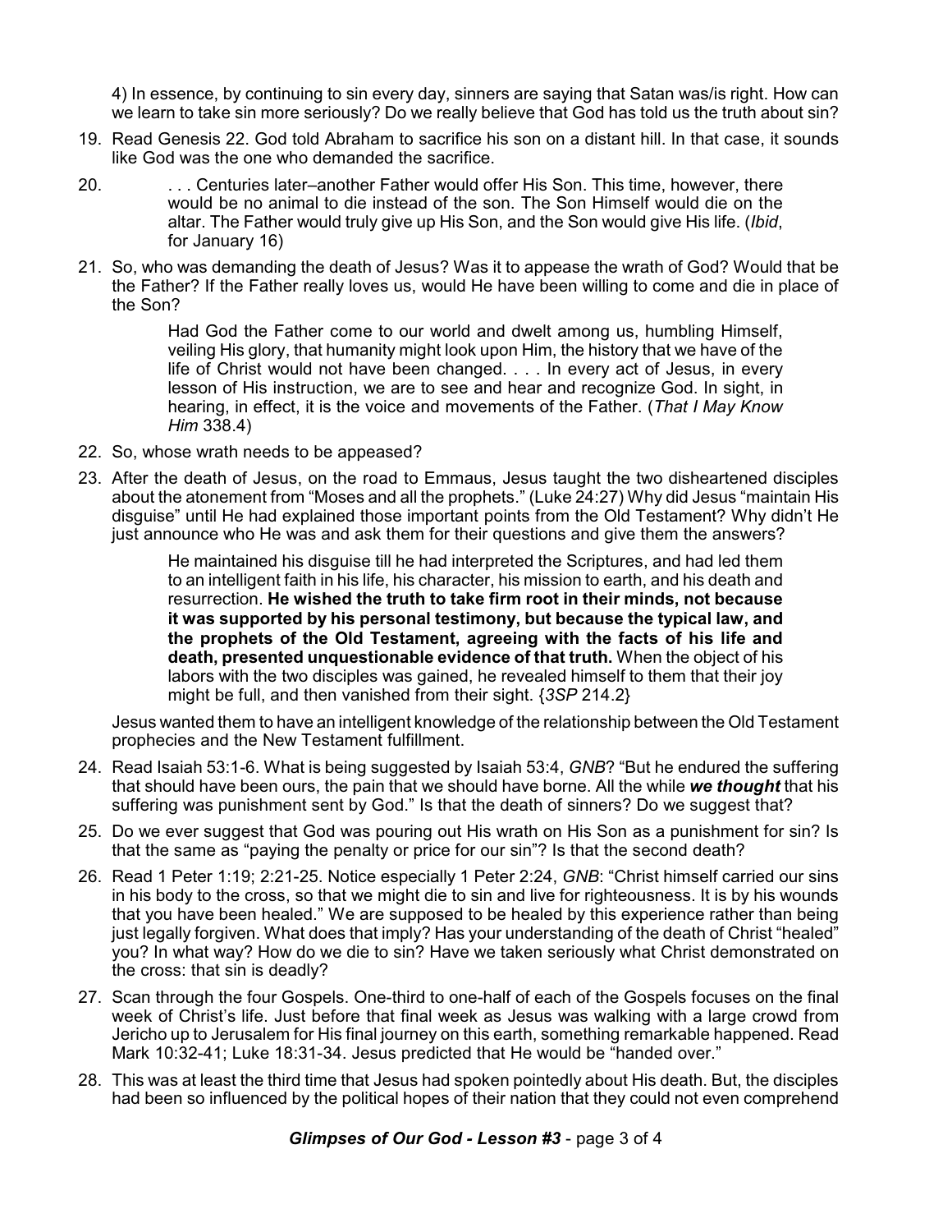4) In essence, by continuing to sin every day, sinners are saying that Satan was/is right. How can we learn to take sin more seriously? Do we really believe that God has told us the truth about sin?

19. Read Genesis 22. God told Abraham to sacrifice his son on a distant hill. In that case, it sounds like God was the one who demanded the sacrifice.

20. > . . . Centuries later–another Father would offer His Son. This time, however, there would be no animal to die instead of the son. The Son Himself would die on the altar. The Father would truly give up His Son, and the Son would give His life. (*Ibid*, for January 16)

21. So, who was demanding the death of Jesus? Was it to appease the wrath of God? Would that be the Father? If the Father really loves us, would He have been willing to come and die in place of the Son?

    > Had God the Father come to our world and dwelt among us, humbling Himself, veiling His glory, that humanity might look upon Him, the history that we have of the life of Christ would not have been changed. . . . In every act of Jesus, in every lesson of His instruction, we are to see and hear and recognize God. In sight, in hearing, in effect, it is the voice and movements of the Father. (*That I May Know Him* 338.4)

22. So, whose wrath needs to be appeased?

23. After the death of Jesus, on the road to Emmaus, Jesus taught the two disheartened disciples about the atonement from "Moses and all the prophets." (Luke 24:27) Why did Jesus "maintain His disguise" until He had explained those important points from the Old Testament? Why didn't He just announce who He was and ask them for their questions and give them the answers?

    > He maintained his disguise till he had interpreted the Scriptures, and had led them to an intelligent faith in his life, his character, his mission to earth, and his death and resurrection. **He wished the truth to take firm root in their minds, not because it was supported by his personal testimony, but because the typical law, and the prophets of the Old Testament, agreeing with the facts of his life and death, presented unquestionable evidence of that truth.** When the object of his labors with the two disciples was gained, he revealed himself to them that their joy might be full, and then vanished from their sight. {*3SP* 214.2}

    Jesus wanted them to have an intelligent knowledge of the relationship between the Old Testament prophecies and the New Testament fulfillment.

24. Read Isaiah 53:1-6. What is being suggested by Isaiah 53:4, *GNB*? "But he endured the suffering that should have been ours, the pain that we should have borne. All the while ***we thought*** that his suffering was punishment sent by God." Is that the death of sinners? Do we suggest that?

25. Do we ever suggest that God was pouring out His wrath on His Son as a punishment for sin? Is that the same as "paying the penalty or price for our sin"? Is that the second death?

26. Read 1 Peter 1:19; 2:21-25. Notice especially 1 Peter 2:24, *GNB*: "Christ himself carried our sins in his body to the cross, so that we might die to sin and live for righteousness. It is by his wounds that you have been healed." We are supposed to be healed by this experience rather than being just legally forgiven. What does that imply? Has your understanding of the death of Christ "healed" you? In what way? How do we die to sin? Have we taken seriously what Christ demonstrated on the cross: that sin is deadly?

27. Scan through the four Gospels. One-third to one-half of each of the Gospels focuses on the final week of Christ's life. Just before that final week as Jesus was walking with a large crowd from Jericho up to Jerusalem for His final journey on this earth, something remarkable happened. Read Mark 10:32-41; Luke 18:31-34. Jesus predicted that He would be "handed over."

28. This was at least the third time that Jesus had spoken pointedly about His death. But, the disciples had been so influenced by the political hopes of their nation that they could not even comprehend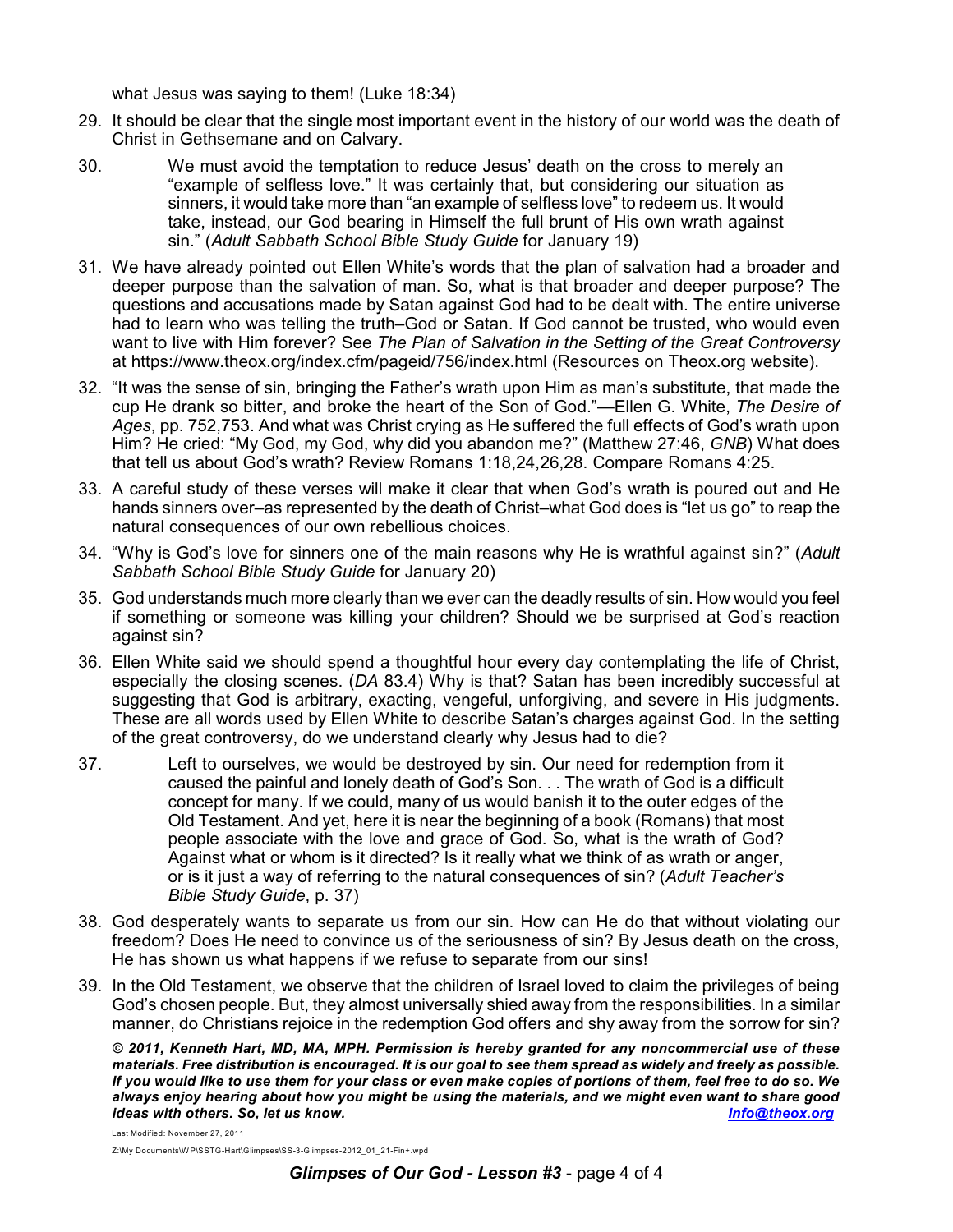what Jesus was saying to them! (Luke 18:34)

29. It should be clear that the single most important event in the history of our world was the death of Christ in Gethsemane and on Calvary.

30. We must avoid the temptation to reduce Jesus' death on the cross to merely an "example of selfless love." It was certainly that, but considering our situation as sinners, it would take more than "an example of selfless love" to redeem us. It would take, instead, our God bearing in Himself the full brunt of His own wrath against sin." (*Adult Sabbath School Bible Study Guide* for January 19)

31. We have already pointed out Ellen White's words that the plan of salvation had a broader and deeper purpose than the salvation of man. So, what is that broader and deeper purpose? The questions and accusations made by Satan against God had to be dealt with. The entire universe had to learn who was telling the truth–God or Satan. If God cannot be trusted, who would even want to live with Him forever? See *The Plan of Salvation in the Setting of the Great Controversy* at https://www.theox.org/index.cfm/pageid/756/index.html (Resources on Theox.org website).

32. "It was the sense of sin, bringing the Father's wrath upon Him as man's substitute, that made the cup He drank so bitter, and broke the heart of the Son of God."—Ellen G. White, *The Desire of Ages*, pp. 752,753. And what was Christ crying as He suffered the full effects of God's wrath upon Him? He cried: "My God, my God, why did you abandon me?" (Matthew 27:46, *GNB*) What does that tell us about God's wrath? Review Romans 1:18,24,26,28. Compare Romans 4:25.

33. A careful study of these verses will make it clear that when God's wrath is poured out and He hands sinners over–as represented by the death of Christ–what God does is "let us go" to reap the natural consequences of our own rebellious choices.

34. "Why is God's love for sinners one of the main reasons why He is wrathful against sin?" (*Adult Sabbath School Bible Study Guide* for January 20)

35. God understands much more clearly than we ever can the deadly results of sin. How would you feel if something or someone was killing your children? Should we be surprised at God's reaction against sin?

36. Ellen White said we should spend a thoughtful hour every day contemplating the life of Christ, especially the closing scenes. (*DA* 83.4) Why is that? Satan has been incredibly successful at suggesting that God is arbitrary, exacting, vengeful, unforgiving, and severe in His judgments. These are all words used by Ellen White to describe Satan's charges against God. In the setting of the great controversy, do we understand clearly why Jesus had to die?

37. Left to ourselves, we would be destroyed by sin. Our need for redemption from it caused the painful and lonely death of God's Son. . . The wrath of God is a difficult concept for many. If we could, many of us would banish it to the outer edges of the Old Testament. And yet, here it is near the beginning of a book (Romans) that most people associate with the love and grace of God. So, what is the wrath of God? Against what or whom is it directed? Is it really what we think of as wrath or anger, or is it just a way of referring to the natural consequences of sin? (*Adult Teacher's Bible Study Guide*, p. 37)

38. God desperately wants to separate us from our sin. How can He do that without violating our freedom? Does He need to convince us of the seriousness of sin? By Jesus death on the cross, He has shown us what happens if we refuse to separate from our sins!

39. In the Old Testament, we observe that the children of Israel loved to claim the privileges of being God's chosen people. But, they almost universally shied away from the responsibilities. In a similar manner, do Christians rejoice in the redemption God offers and shy away from the sorrow for sin?

***© 2011, Kenneth Hart, MD, MA, MPH. Permission is hereby granted for any noncommercial use of these materials. Free distribution is encouraged. It is our goal to see them spread as widely and freely as possible. If you would like to use them for your class or even make copies of portions of them, feel free to do so. We always enjoy hearing about how you might be using the materials, and we might even want to share good ideas with others. So, let us know.*** ***Info@theox.org***

Last Modified: November 27, 2011

Z:\My Documents\WP\SSTG-Hart\Glimpses\SS-3-Glimpses-2012_01_21-Fin+.wpd